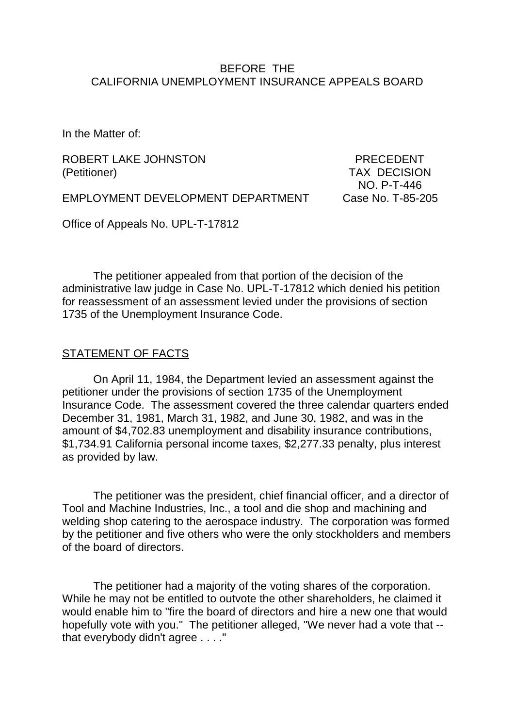BEFORE THE
CALIFORNIA UNEMPLOYMENT INSURANCE APPEALS BOARD

In the Matter of:

ROBERT LAKE JOHNSTON
(Petitioner)

EMPLOYMENT DEVELOPMENT DEPARTMENT

PRECEDENT
TAX DECISION
NO. P-T-446
Case No. T-85-205

Office of Appeals No. UPL-T-17812

The petitioner appealed from that portion of the decision of the administrative law judge in Case No. UPL-T-17812 which denied his petition for reassessment of an assessment levied under the provisions of section 1735 of the Unemployment Insurance Code.

## STATEMENT OF FACTS

On April 11, 1984, the Department levied an assessment against the petitioner under the provisions of section 1735 of the Unemployment Insurance Code. The assessment covered the three calendar quarters ended December 31, 1981, March 31, 1982, and June 30, 1982, and was in the amount of $4,702.83 unemployment and disability insurance contributions, $1,734.91 California personal income taxes, $2,277.33 penalty, plus interest as provided by law.

The petitioner was the president, chief financial officer, and a director of Tool and Machine Industries, Inc., a tool and die shop and machining and welding shop catering to the aerospace industry. The corporation was formed by the petitioner and five others who were the only stockholders and members of the board of directors.

The petitioner had a majority of the voting shares of the corporation. While he may not be entitled to outvote the other shareholders, he claimed it would enable him to "fire the board of directors and hire a new one that would hopefully vote with you." The petitioner alleged, "We never had a vote that -- that everybody didn't agree . . . ."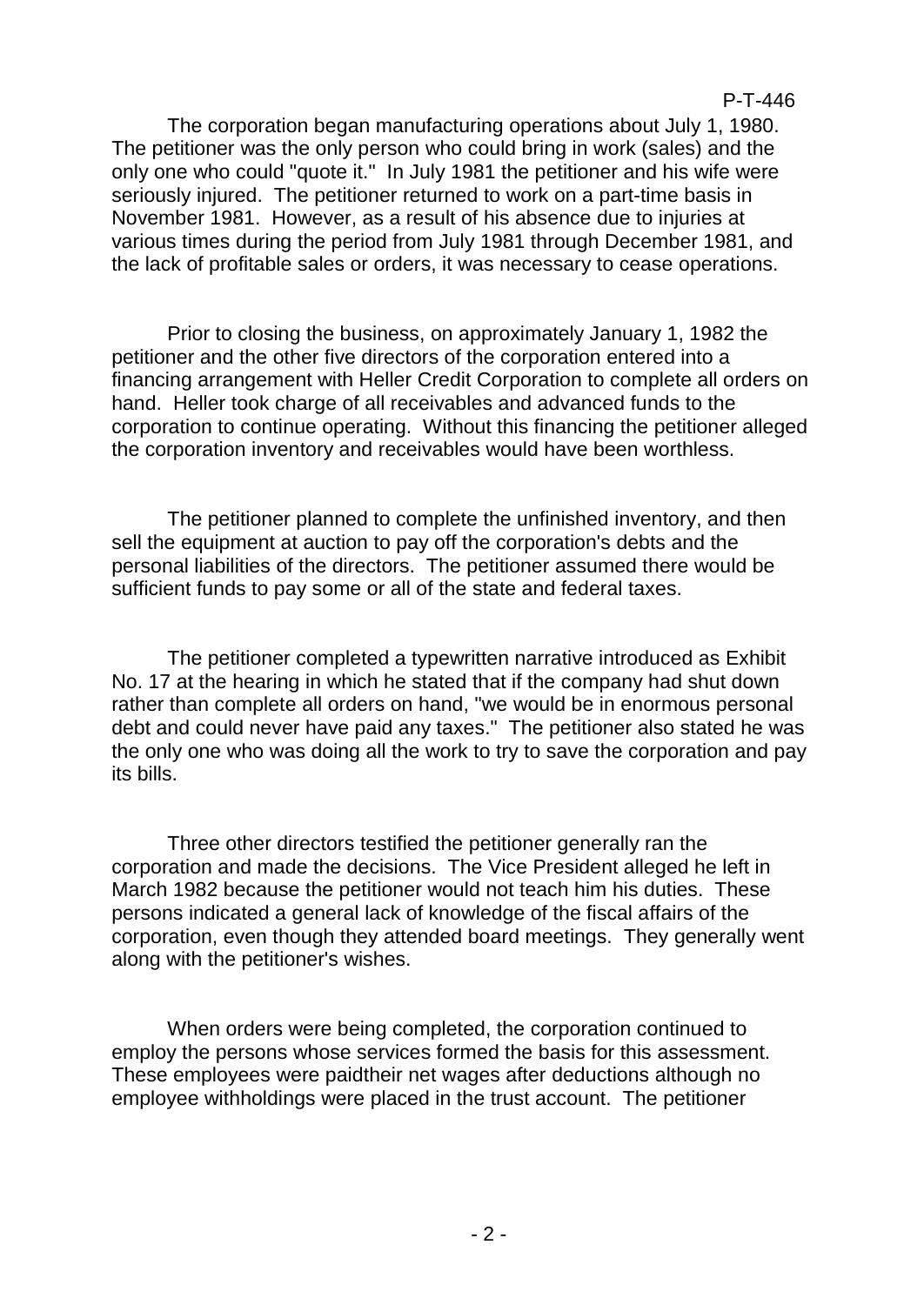The corporation began manufacturing operations about July 1, 1980. The petitioner was the only person who could bring in work (sales) and the only one who could "quote it." In July 1981 the petitioner and his wife were seriously injured. The petitioner returned to work on a part-time basis in November 1981. However, as a result of his absence due to injuries at various times during the period from July 1981 through December 1981, and the lack of profitable sales or orders, it was necessary to cease operations.

Prior to closing the business, on approximately January 1, 1982 the petitioner and the other five directors of the corporation entered into a financing arrangement with Heller Credit Corporation to complete all orders on hand. Heller took charge of all receivables and advanced funds to the corporation to continue operating. Without this financing the petitioner alleged the corporation inventory and receivables would have been worthless.

The petitioner planned to complete the unfinished inventory, and then sell the equipment at auction to pay off the corporation's debts and the personal liabilities of the directors. The petitioner assumed there would be sufficient funds to pay some or all of the state and federal taxes.

The petitioner completed a typewritten narrative introduced as Exhibit No. 17 at the hearing in which he stated that if the company had shut down rather than complete all orders on hand, "we would be in enormous personal debt and could never have paid any taxes." The petitioner also stated he was the only one who was doing all the work to try to save the corporation and pay its bills.

Three other directors testified the petitioner generally ran the corporation and made the decisions. The Vice President alleged he left in March 1982 because the petitioner would not teach him his duties. These persons indicated a general lack of knowledge of the fiscal affairs of the corporation, even though they attended board meetings. They generally went along with the petitioner's wishes.

When orders were being completed, the corporation continued to employ the persons whose services formed the basis for this assessment. These employees were paidtheir net wages after deductions although no employee withholdings were placed in the trust account. The petitioner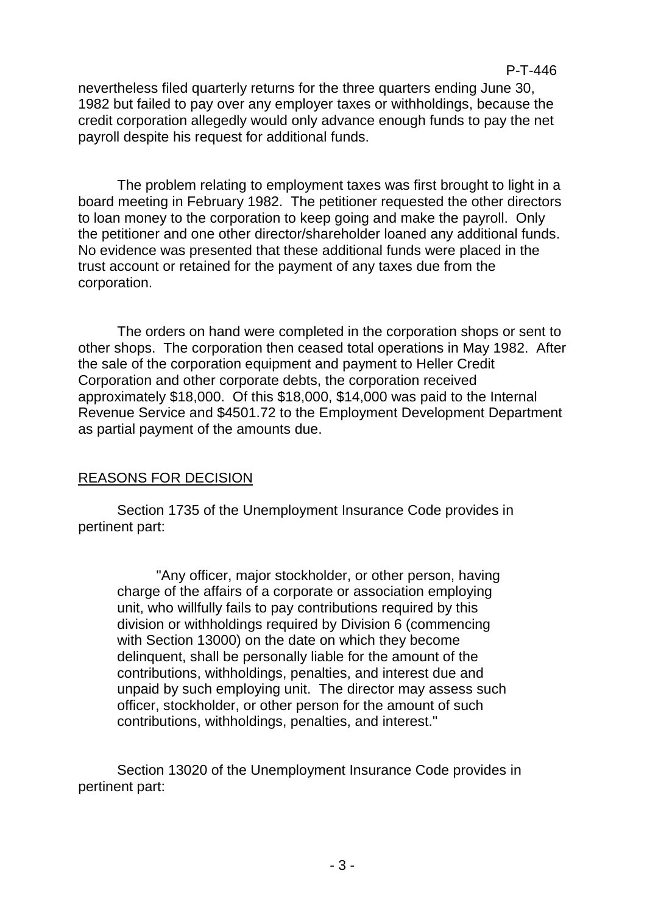nevertheless filed quarterly returns for the three quarters ending June 30, 1982 but failed to pay over any employer taxes or withholdings, because the credit corporation allegedly would only advance enough funds to pay the net payroll despite his request for additional funds.

The problem relating to employment taxes was first brought to light in a board meeting in February 1982. The petitioner requested the other directors to loan money to the corporation to keep going and make the payroll. Only the petitioner and one other director/shareholder loaned any additional funds. No evidence was presented that these additional funds were placed in the trust account or retained for the payment of any taxes due from the corporation.

The orders on hand were completed in the corporation shops or sent to other shops. The corporation then ceased total operations in May 1982. After the sale of the corporation equipment and payment to Heller Credit Corporation and other corporate debts, the corporation received approximately $18,000. Of this $18,000, $14,000 was paid to the Internal Revenue Service and $4501.72 to the Employment Development Department as partial payment of the amounts due.

## REASONS FOR DECISION

Section 1735 of the Unemployment Insurance Code provides in pertinent part:

> "Any officer, major stockholder, or other person, having charge of the affairs of a corporate or association employing unit, who willfully fails to pay contributions required by this division or withholdings required by Division 6 (commencing with Section 13000) on the date on which they become delinquent, shall be personally liable for the amount of the contributions, withholdings, penalties, and interest due and unpaid by such employing unit. The director may assess such officer, stockholder, or other person for the amount of such contributions, withholdings, penalties, and interest."

Section 13020 of the Unemployment Insurance Code provides in pertinent part: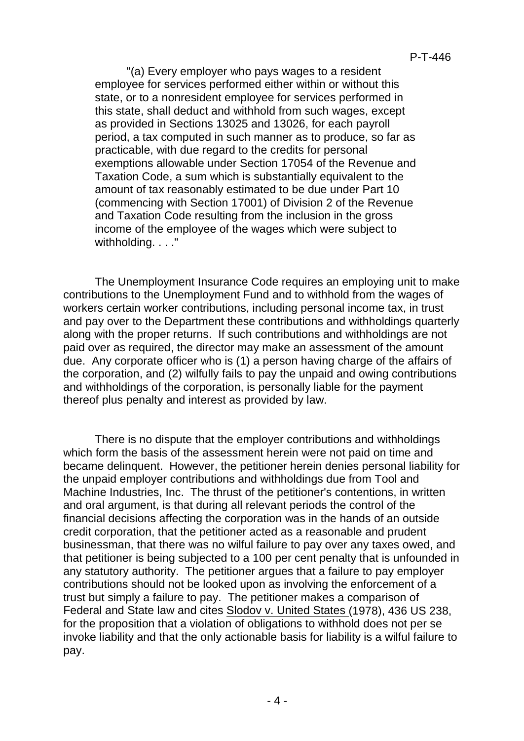"(a) Every employer who pays wages to a resident employee for services performed either within or without this state, or to a nonresident employee for services performed in this state, shall deduct and withhold from such wages, except as provided in Sections 13025 and 13026, for each payroll period, a tax computed in such manner as to produce, so far as practicable, with due regard to the credits for personal exemptions allowable under Section 17054 of the Revenue and Taxation Code, a sum which is substantially equivalent to the amount of tax reasonably estimated to be due under Part 10 (commencing with Section 17001) of Division 2 of the Revenue and Taxation Code resulting from the inclusion in the gross income of the employee of the wages which were subject to withholding. . . ."

The Unemployment Insurance Code requires an employing unit to make contributions to the Unemployment Fund and to withhold from the wages of workers certain worker contributions, including personal income tax, in trust and pay over to the Department these contributions and withholdings quarterly along with the proper returns. If such contributions and withholdings are not paid over as required, the director may make an assessment of the amount due. Any corporate officer who is (1) a person having charge of the affairs of the corporation, and (2) wilfully fails to pay the unpaid and owing contributions and withholdings of the corporation, is personally liable for the payment thereof plus penalty and interest as provided by law.

There is no dispute that the employer contributions and withholdings which form the basis of the assessment herein were not paid on time and became delinquent. However, the petitioner herein denies personal liability for the unpaid employer contributions and withholdings due from Tool and Machine Industries, Inc. The thrust of the petitioner's contentions, in written and oral argument, is that during all relevant periods the control of the financial decisions affecting the corporation was in the hands of an outside credit corporation, that the petitioner acted as a reasonable and prudent businessman, that there was no wilful failure to pay over any taxes owed, and that petitioner is being subjected to a 100 per cent penalty that is unfounded in any statutory authority. The petitioner argues that a failure to pay employer contributions should not be looked upon as involving the enforcement of a trust but simply a failure to pay. The petitioner makes a comparison of Federal and State law and cites Slodov v. United States (1978), 436 US 238, for the proposition that a violation of obligations to withhold does not per se invoke liability and that the only actionable basis for liability is a wilful failure to pay.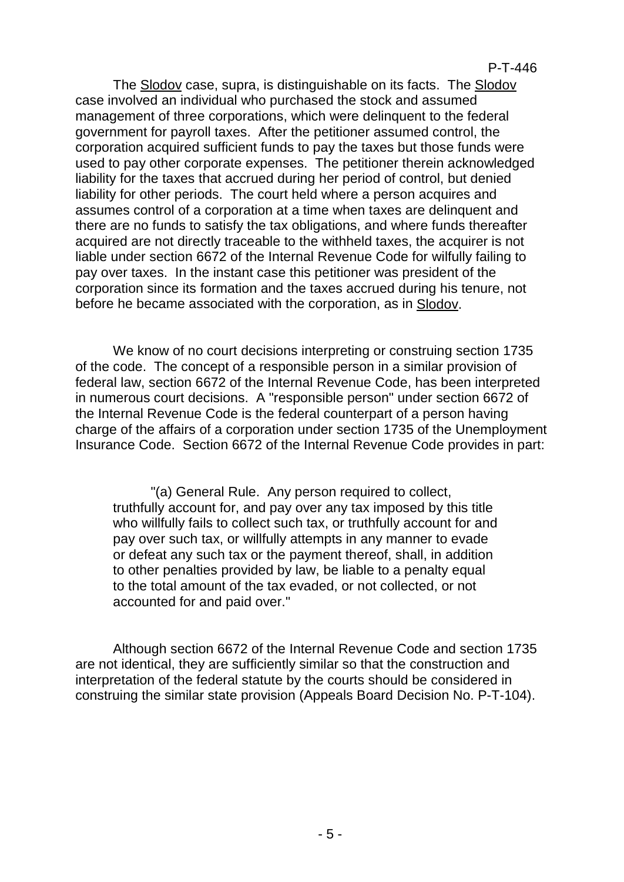The Slodov case, supra, is distinguishable on its facts. The Slodov case involved an individual who purchased the stock and assumed management of three corporations, which were delinquent to the federal government for payroll taxes. After the petitioner assumed control, the corporation acquired sufficient funds to pay the taxes but those funds were used to pay other corporate expenses. The petitioner therein acknowledged liability for the taxes that accrued during her period of control, but denied liability for other periods. The court held where a person acquires and assumes control of a corporation at a time when taxes are delinquent and there are no funds to satisfy the tax obligations, and where funds thereafter acquired are not directly traceable to the withheld taxes, the acquirer is not liable under section 6672 of the Internal Revenue Code for wilfully failing to pay over taxes. In the instant case this petitioner was president of the corporation since its formation and the taxes accrued during his tenure, not before he became associated with the corporation, as in Slodov.

We know of no court decisions interpreting or construing section 1735 of the code. The concept of a responsible person in a similar provision of federal law, section 6672 of the Internal Revenue Code, has been interpreted in numerous court decisions. A "responsible person" under section 6672 of the Internal Revenue Code is the federal counterpart of a person having charge of the affairs of a corporation under section 1735 of the Unemployment Insurance Code. Section 6672 of the Internal Revenue Code provides in part:

> "(a) General Rule. Any person required to collect, truthfully account for, and pay over any tax imposed by this title who willfully fails to collect such tax, or truthfully account for and pay over such tax, or willfully attempts in any manner to evade or defeat any such tax or the payment thereof, shall, in addition to other penalties provided by law, be liable to a penalty equal to the total amount of the tax evaded, or not collected, or not accounted for and paid over."

Although section 6672 of the Internal Revenue Code and section 1735 are not identical, they are sufficiently similar so that the construction and interpretation of the federal statute by the courts should be considered in construing the similar state provision (Appeals Board Decision No. P-T-104).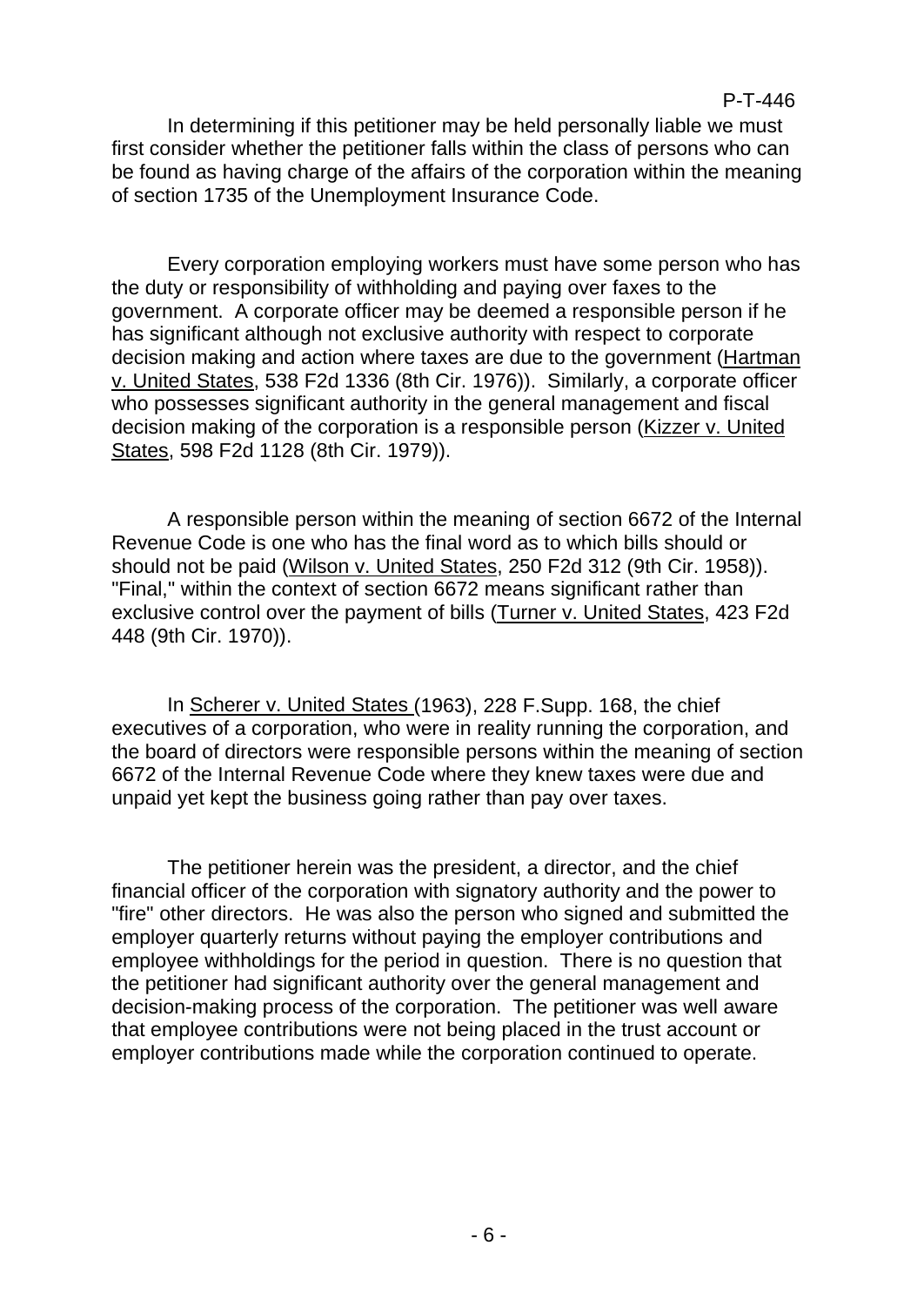In determining if this petitioner may be held personally liable we must first consider whether the petitioner falls within the class of persons who can be found as having charge of the affairs of the corporation within the meaning of section 1735 of the Unemployment Insurance Code.

Every corporation employing workers must have some person who has the duty or responsibility of withholding and paying over faxes to the government. A corporate officer may be deemed a responsible person if he has significant although not exclusive authority with respect to corporate decision making and action where taxes are due to the government (Hartman v. United States, 538 F2d 1336 (8th Cir. 1976)). Similarly, a corporate officer who possesses significant authority in the general management and fiscal decision making of the corporation is a responsible person (Kizzer v. United States, 598 F2d 1128 (8th Cir. 1979)).

A responsible person within the meaning of section 6672 of the Internal Revenue Code is one who has the final word as to which bills should or should not be paid (Wilson v. United States, 250 F2d 312 (9th Cir. 1958)). "Final," within the context of section 6672 means significant rather than exclusive control over the payment of bills (Turner v. United States, 423 F2d 448 (9th Cir. 1970)).

In Scherer v. United States (1963), 228 F.Supp. 168, the chief executives of a corporation, who were in reality running the corporation, and the board of directors were responsible persons within the meaning of section 6672 of the Internal Revenue Code where they knew taxes were due and unpaid yet kept the business going rather than pay over taxes.

The petitioner herein was the president, a director, and the chief financial officer of the corporation with signatory authority and the power to "fire" other directors. He was also the person who signed and submitted the employer quarterly returns without paying the employer contributions and employee withholdings for the period in question. There is no question that the petitioner had significant authority over the general management and decision-making process of the corporation. The petitioner was well aware that employee contributions were not being placed in the trust account or employer contributions made while the corporation continued to operate.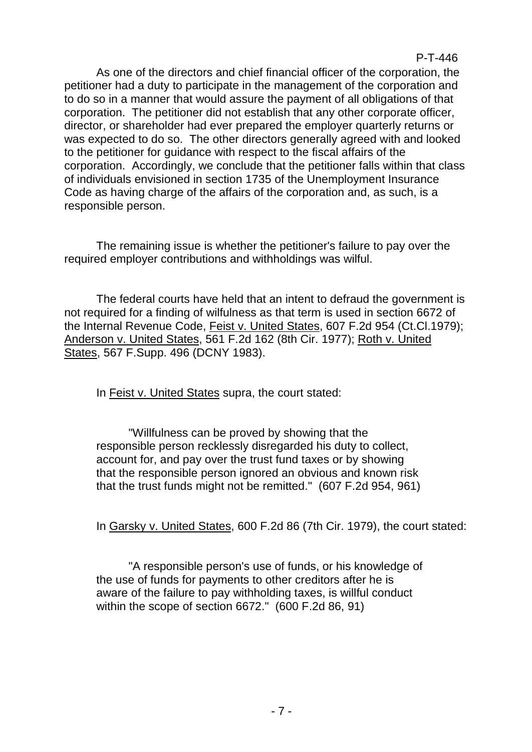As one of the directors and chief financial officer of the corporation, the petitioner had a duty to participate in the management of the corporation and to do so in a manner that would assure the payment of all obligations of that corporation. The petitioner did not establish that any other corporate officer, director, or shareholder had ever prepared the employer quarterly returns or was expected to do so. The other directors generally agreed with and looked to the petitioner for guidance with respect to the fiscal affairs of the corporation. Accordingly, we conclude that the petitioner falls within that class of individuals envisioned in section 1735 of the Unemployment Insurance Code as having charge of the affairs of the corporation and, as such, is a responsible person.

The remaining issue is whether the petitioner's failure to pay over the required employer contributions and withholdings was wilful.

The federal courts have held that an intent to defraud the government is not required for a finding of wilfulness as that term is used in section 6672 of the Internal Revenue Code, Feist v. United States, 607 F.2d 954 (Ct.Cl.1979); Anderson v. United States, 561 F.2d 162 (8th Cir. 1977); Roth v. United States, 567 F.Supp. 496 (DCNY 1983).

In Feist v. United States supra, the court stated:

> "Willfulness can be proved by showing that the responsible person recklessly disregarded his duty to collect, account for, and pay over the trust fund taxes or by showing that the responsible person ignored an obvious and known risk that the trust funds might not be remitted." (607 F.2d 954, 961)

In Garsky v. United States, 600 F.2d 86 (7th Cir. 1979), the court stated:

> "A responsible person's use of funds, or his knowledge of the use of funds for payments to other creditors after he is aware of the failure to pay withholding taxes, is willful conduct within the scope of section 6672." (600 F.2d 86, 91)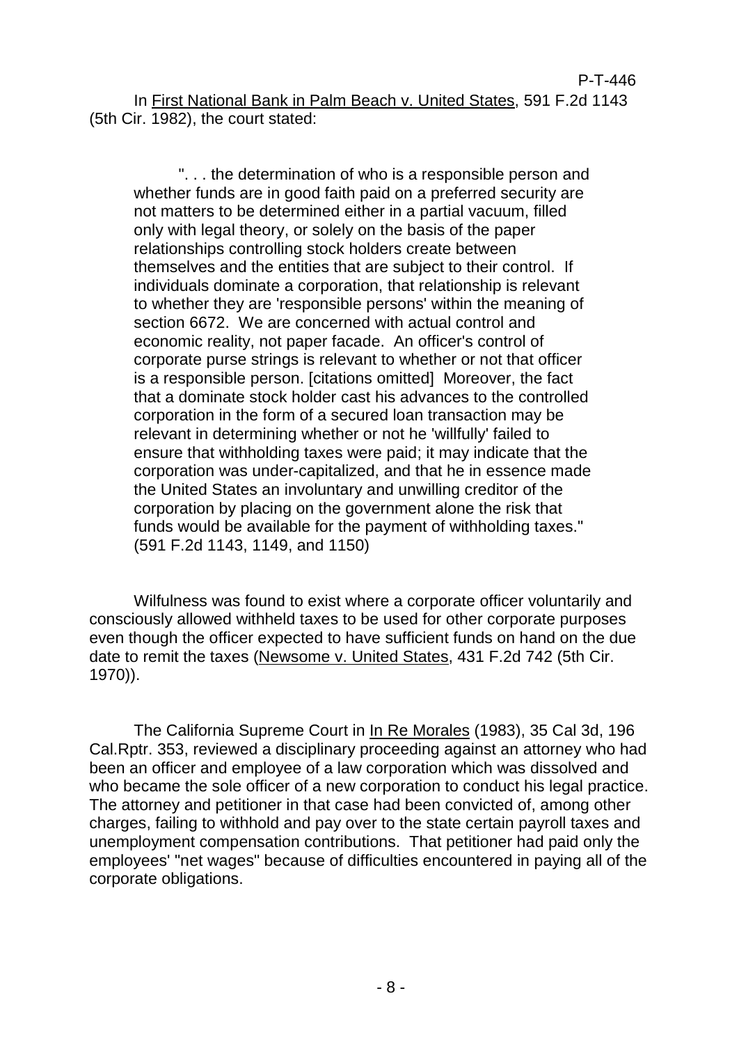P-T-446

In First National Bank in Palm Beach v. United States, 591 F.2d 1143 (5th Cir. 1982), the court stated:

> ". . . the determination of who is a responsible person and whether funds are in good faith paid on a preferred security are not matters to be determined either in a partial vacuum, filled only with legal theory, or solely on the basis of the paper relationships controlling stock holders create between themselves and the entities that are subject to their control. If individuals dominate a corporation, that relationship is relevant to whether they are 'responsible persons' within the meaning of section 6672. We are concerned with actual control and economic reality, not paper facade. An officer's control of corporate purse strings is relevant to whether or not that officer is a responsible person. [citations omitted] Moreover, the fact that a dominate stock holder cast his advances to the controlled corporation in the form of a secured loan transaction may be relevant in determining whether or not he 'willfully' failed to ensure that withholding taxes were paid; it may indicate that the corporation was under-capitalized, and that he in essence made the United States an involuntary and unwilling creditor of the corporation by placing on the government alone the risk that funds would be available for the payment of withholding taxes." (591 F.2d 1143, 1149, and 1150)

Wilfulness was found to exist where a corporate officer voluntarily and consciously allowed withheld taxes to be used for other corporate purposes even though the officer expected to have sufficient funds on hand on the due date to remit the taxes (Newsome v. United States, 431 F.2d 742 (5th Cir. 1970)).

The California Supreme Court in In Re Morales (1983), 35 Cal 3d, 196 Cal.Rptr. 353, reviewed a disciplinary proceeding against an attorney who had been an officer and employee of a law corporation which was dissolved and who became the sole officer of a new corporation to conduct his legal practice. The attorney and petitioner in that case had been convicted of, among other charges, failing to withhold and pay over to the state certain payroll taxes and unemployment compensation contributions. That petitioner had paid only the employees' "net wages" because of difficulties encountered in paying all of the corporate obligations.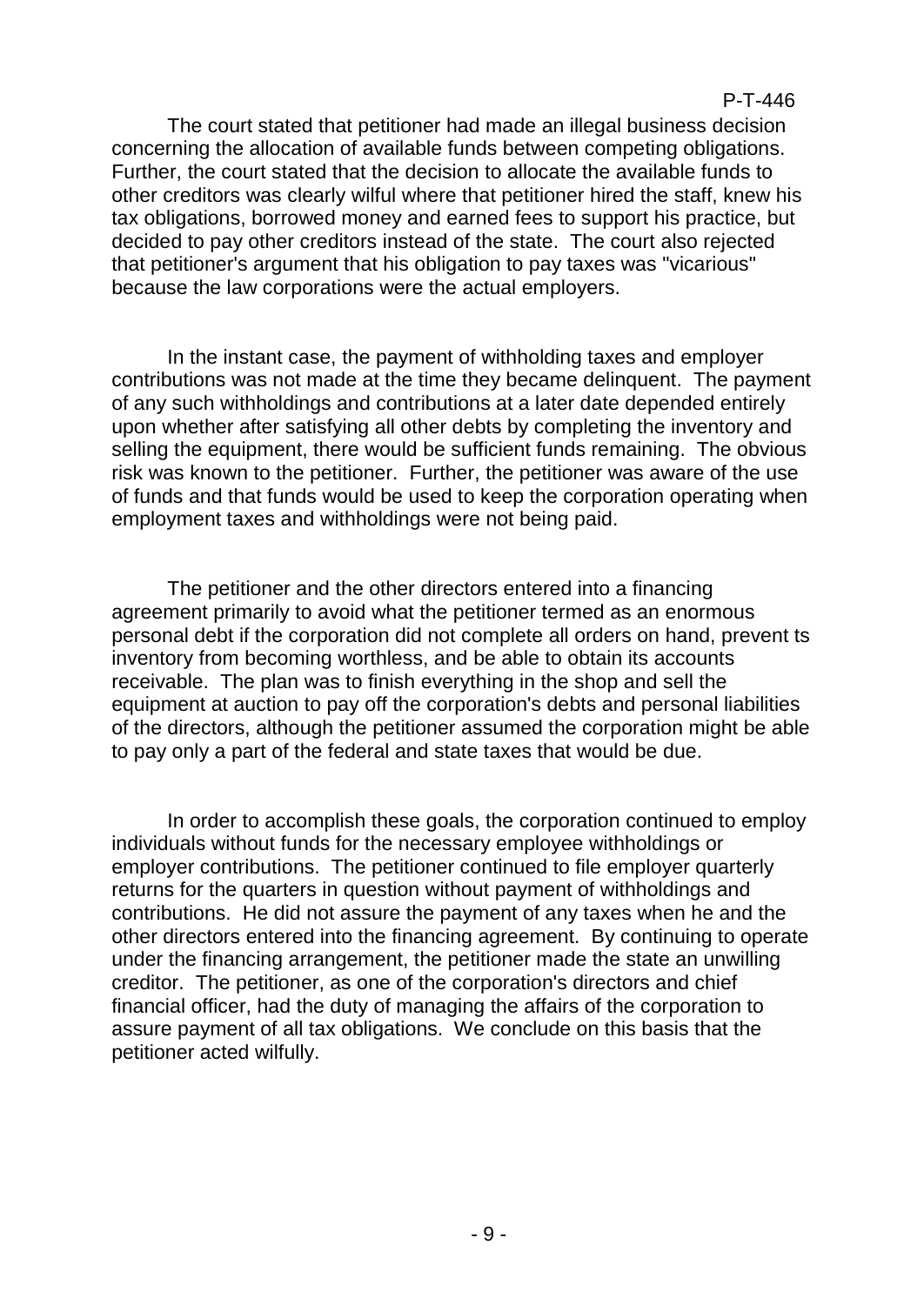The court stated that petitioner had made an illegal business decision concerning the allocation of available funds between competing obligations. Further, the court stated that the decision to allocate the available funds to other creditors was clearly wilful where that petitioner hired the staff, knew his tax obligations, borrowed money and earned fees to support his practice, but decided to pay other creditors instead of the state. The court also rejected that petitioner's argument that his obligation to pay taxes was "vicarious" because the law corporations were the actual employers.

In the instant case, the payment of withholding taxes and employer contributions was not made at the time they became delinquent. The payment of any such withholdings and contributions at a later date depended entirely upon whether after satisfying all other debts by completing the inventory and selling the equipment, there would be sufficient funds remaining. The obvious risk was known to the petitioner. Further, the petitioner was aware of the use of funds and that funds would be used to keep the corporation operating when employment taxes and withholdings were not being paid.

The petitioner and the other directors entered into a financing agreement primarily to avoid what the petitioner termed as an enormous personal debt if the corporation did not complete all orders on hand, prevent ts inventory from becoming worthless, and be able to obtain its accounts receivable. The plan was to finish everything in the shop and sell the equipment at auction to pay off the corporation's debts and personal liabilities of the directors, although the petitioner assumed the corporation might be able to pay only a part of the federal and state taxes that would be due.

In order to accomplish these goals, the corporation continued to employ individuals without funds for the necessary employee withholdings or employer contributions. The petitioner continued to file employer quarterly returns for the quarters in question without payment of withholdings and contributions. He did not assure the payment of any taxes when he and the other directors entered into the financing agreement. By continuing to operate under the financing arrangement, the petitioner made the state an unwilling creditor. The petitioner, as one of the corporation's directors and chief financial officer, had the duty of managing the affairs of the corporation to assure payment of all tax obligations. We conclude on this basis that the petitioner acted wilfully.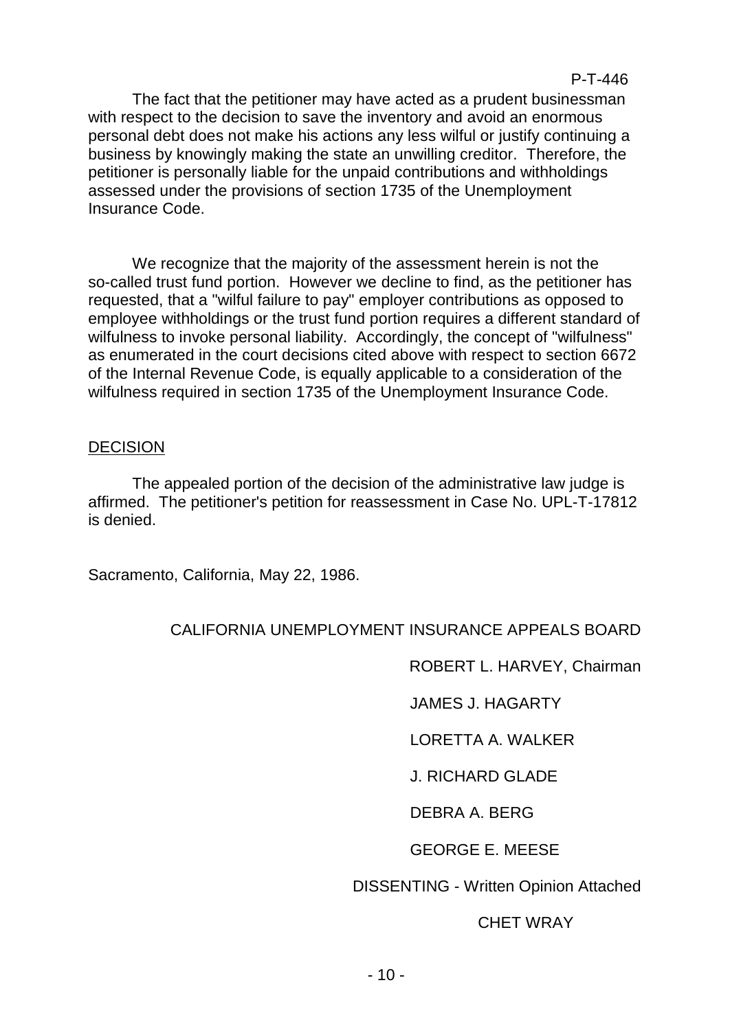The fact that the petitioner may have acted as a prudent businessman with respect to the decision to save the inventory and avoid an enormous personal debt does not make his actions any less wilful or justify continuing a business by knowingly making the state an unwilling creditor. Therefore, the petitioner is personally liable for the unpaid contributions and withholdings assessed under the provisions of section 1735 of the Unemployment Insurance Code.

We recognize that the majority of the assessment herein is not the so-called trust fund portion. However we decline to find, as the petitioner has requested, that a "wilful failure to pay" employer contributions as opposed to employee withholdings or the trust fund portion requires a different standard of wilfulness to invoke personal liability. Accordingly, the concept of "wilfulness" as enumerated in the court decisions cited above with respect to section 6672 of the Internal Revenue Code, is equally applicable to a consideration of the wilfulness required in section 1735 of the Unemployment Insurance Code.

## DECISION

The appealed portion of the decision of the administrative law judge is affirmed. The petitioner's petition for reassessment in Case No. UPL-T-17812 is denied.

Sacramento, California, May 22, 1986.

CALIFORNIA UNEMPLOYMENT INSURANCE APPEALS BOARD

ROBERT L. HARVEY, Chairman

JAMES J. HAGARTY

LORETTA A. WALKER

J. RICHARD GLADE

DEBRA A. BERG

GEORGE E. MEESE

DISSENTING - Written Opinion Attached

CHET WRAY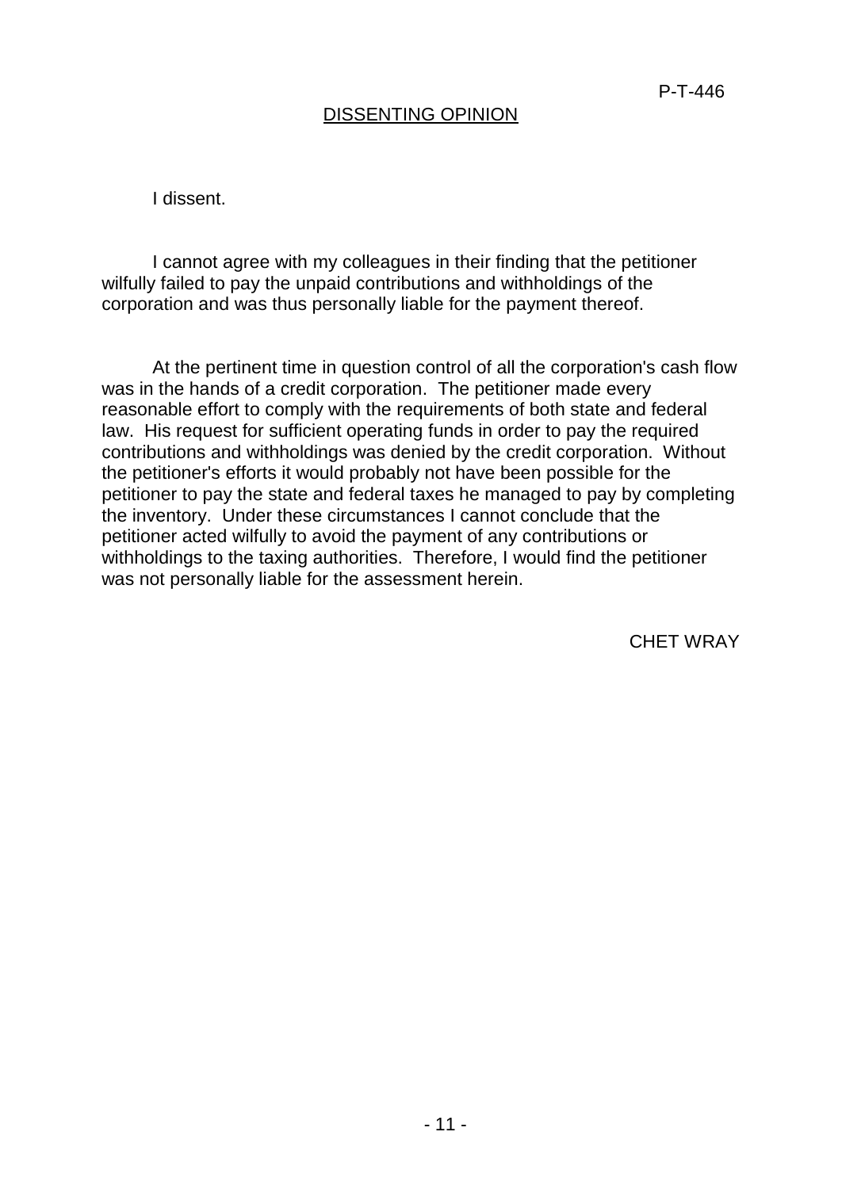P-T-446

## DISSENTING OPINION

I dissent.

I cannot agree with my colleagues in their finding that the petitioner wilfully failed to pay the unpaid contributions and withholdings of the corporation and was thus personally liable for the payment thereof.

At the pertinent time in question control of all the corporation's cash flow was in the hands of a credit corporation. The petitioner made every reasonable effort to comply with the requirements of both state and federal law. His request for sufficient operating funds in order to pay the required contributions and withholdings was denied by the credit corporation. Without the petitioner's efforts it would probably not have been possible for the petitioner to pay the state and federal taxes he managed to pay by completing the inventory. Under these circumstances I cannot conclude that the petitioner acted wilfully to avoid the payment of any contributions or withholdings to the taxing authorities. Therefore, I would find the petitioner was not personally liable for the assessment herein.

CHET WRAY